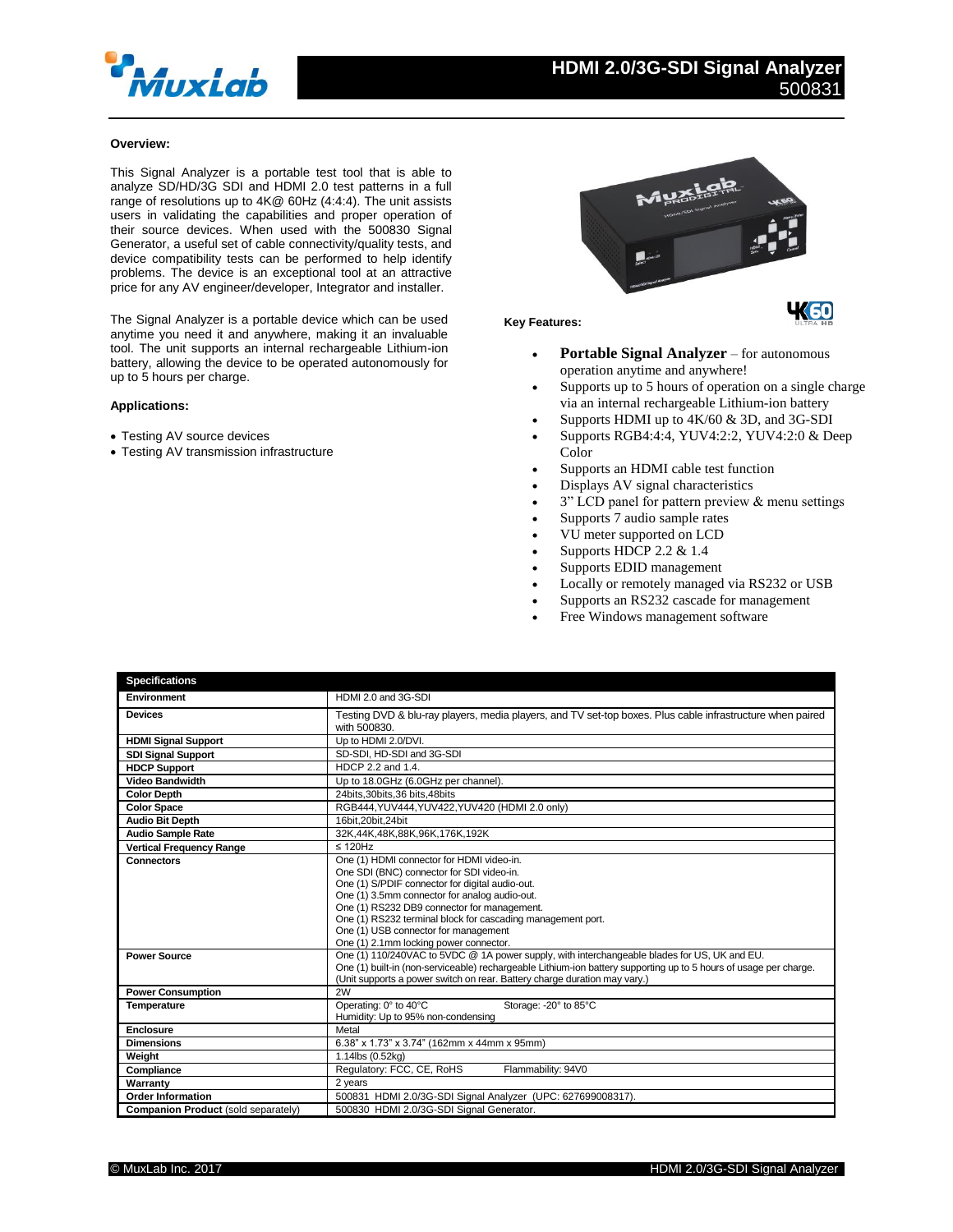# HDMI 2.0/3G-SDI Signal Analyzer
500831

**Overview:**

This Signal Analyzer is a portable test tool that is able to analyze SD/HD/3G SDI and HDMI 2.0 test patterns in a full range of resolutions up to 4K@ 60Hz (4:4:4). The unit assists users in validating the capabilities and proper operation of their source devices. When used with the 500830 Signal Generator, a useful set of cable connectivity/quality tests, and device compatibility tests can be performed to help identify problems. The device is an exceptional tool at an attractive price for any AV engineer/developer, Integrator and installer.

The Signal Analyzer is a portable device which can be used anytime you need it and anywhere, making it an invaluable tool. The unit supports an internal rechargeable Lithium-ion battery, allowing the device to be operated autonomously for up to 5 hours per charge.

**Applications:**

- Testing AV source devices
- Testing AV transmission infrastructure

**Key Features:**

- **Portable Signal Analyzer** – for autonomous operation anytime and anywhere!
- Supports up to 5 hours of operation on a single charge via an internal rechargeable Lithium-ion battery
- Supports HDMI up to 4K/60 & 3D, and 3G-SDI
- Supports RGB4:4:4, YUV4:2:2, YUV4:2:0 & Deep Color
- Supports an HDMI cable test function
- Displays AV signal characteristics
- 3" LCD panel for pattern preview & menu settings
- Supports 7 audio sample rates
- VU meter supported on LCD
- Supports HDCP 2.2 & 1.4
- Supports EDID management
- Locally or remotely managed via RS232 or USB
- Supports an RS232 cascade for management
- Free Windows management software

| **Specifications** | |
|---|---|
| **Environment** | HDMI 2.0 and 3G-SDI |
| **Devices** | Testing DVD & blu-ray players, media players, and TV set-top boxes. Plus cable infrastructure when paired with 500830. |
| **HDMI Signal Support** | Up to HDMI 2.0/DVI. |
| **SDI Signal Support** | SD-SDI, HD-SDI and 3G-SDI |
| **HDCP Support** | HDCP 2.2 and 1.4. |
| **Video Bandwidth** | Up to 18.0GHz (6.0GHz per channel). |
| **Color Depth** | 24bits,30bits,36 bits,48bits |
| **Color Space** | RGB444,YUV444,YUV422,YUV420 (HDMI 2.0 only) |
| **Audio Bit Depth** | 16bit,20bit,24bit |
| **Audio Sample Rate** | 32K,44K,48K,88K,96K,176K,192K |
| **Vertical Frequency Range** | ≤ 120Hz |
| **Connectors** | One (1) HDMI connector for HDMI video-in.<br>One SDI (BNC) connector for SDI video-in.<br>One (1) S/PDIF connector for digital audio-out.<br>One (1) 3.5mm connector for analog audio-out.<br>One (1) RS232 DB9 connector for management.<br>One (1) RS232 terminal block for cascading management port.<br>One (1) USB connector for management<br>One (1) 2.1mm locking power connector. |
| **Power Source** | One (1) 110/240VAC to 5VDC @ 1A power supply, with interchangeable blades for US, UK and EU.<br>One (1) built-in (non-serviceable) rechargeable Lithium-ion battery supporting up to 5 hours of usage per charge.<br>(Unit supports a power switch on rear. Battery charge duration may vary.) |
| **Power Consumption** | 2W |
| **Temperature** | Operating: 0° to 40°C Storage: -20° to 85°C<br>Humidity: Up to 95% non-condensing |
| **Enclosure** | Metal |
| **Dimensions** | 6.38" x 1.73" x 3.74" (162mm x 44mm x 95mm) |
| **Weight** | 1.14lbs (0.52kg) |
| **Compliance** | Regulatory: FCC, CE, RoHS Flammability: 94V0 |
| **Warranty** | 2 years |
| **Order Information** | 500831 HDMI 2.0/3G-SDI Signal Analyzer (UPC: 627699008317). |
| **Companion Product** (sold separately) | 500830 HDMI 2.0/3G-SDI Signal Generator. |

© MuxLab Inc. 2017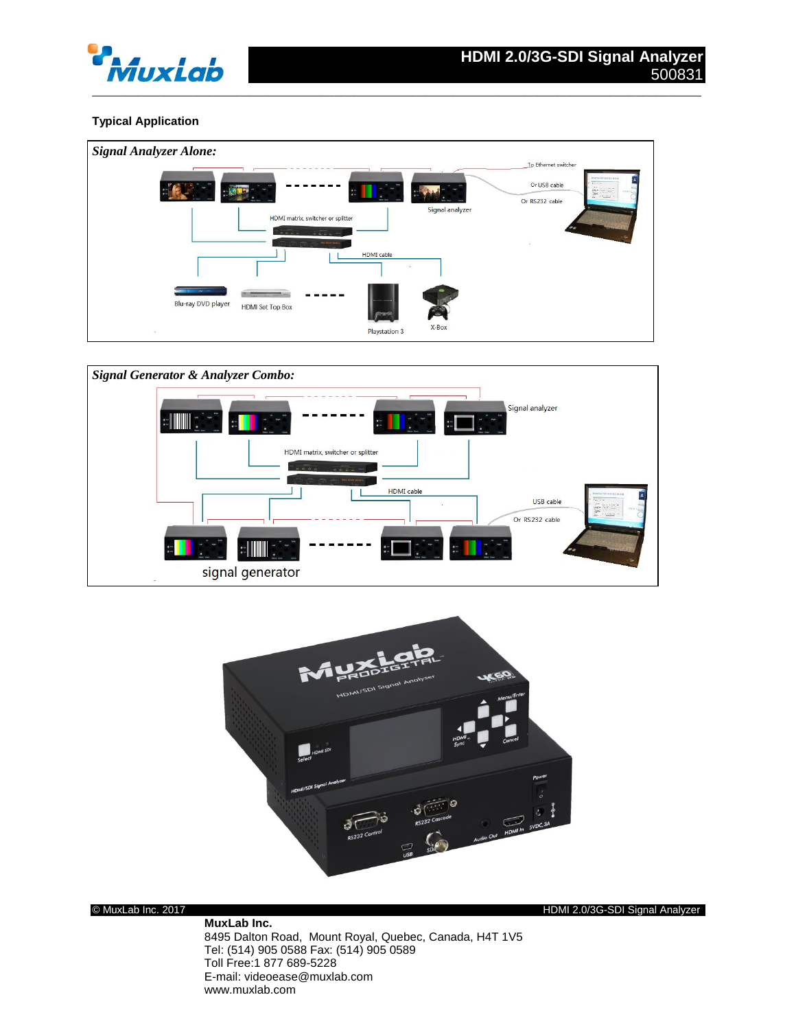### Typical Application

***Signal Analyzer Alone:***

To Ethernet switcher

Or USB cable

Or RS232 cable

Signal analyzer

HDMI matrix, switcher or splitter

HDMI cable

Blu-ray DVD player

HDMI Set Top Box

Playstation 3

X-Box

***Signal Generator & Analyzer Combo:***

Signal analyzer

HDMI matrix, switcher or splitter

HDMI cable

USB cable

Or RS232 cable

signal generator

© MuxLab Inc. 2017

**MuxLab Inc.**
8495 Dalton Road, Mount Royal, Quebec, Canada, H4T 1V5
Tel: (514) 905 0588 Fax: (514) 905 0589
Toll Free:1 877 689-5228
E-mail: videoease@muxlab.com
www.muxlab.com